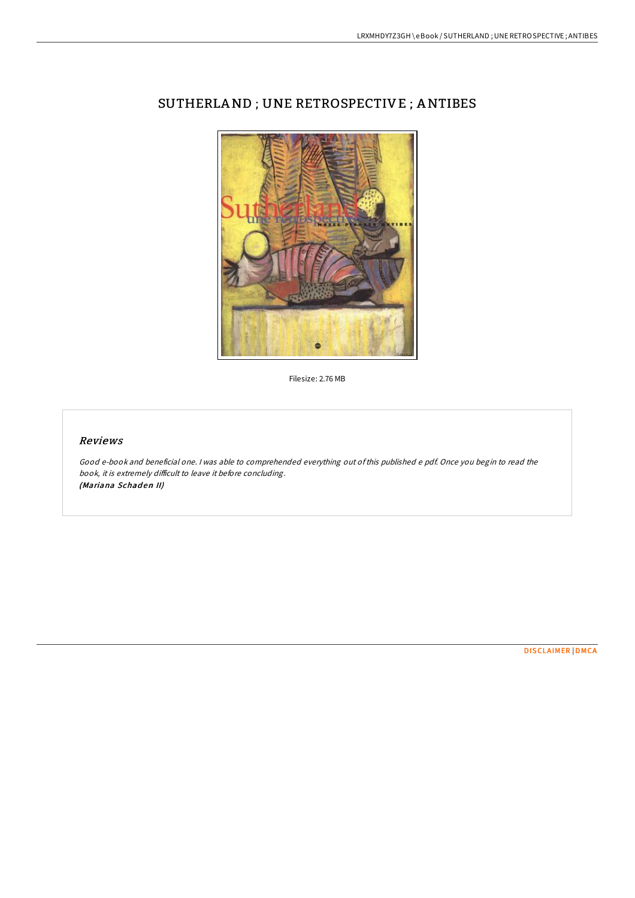# SUTHERLAND ; UNE RETROSPECTIVE ; ANTIBES

Filesize: 2.76 MB

## *Reviews*

*Good e-book and beneficial one. I was able to comprehended everything out of this published e pdf. Once you begin to read the book, it is extremely difficult to leave it before concluding.*
***(Mariana Schaden II)***

DISCLAIMER | DMCA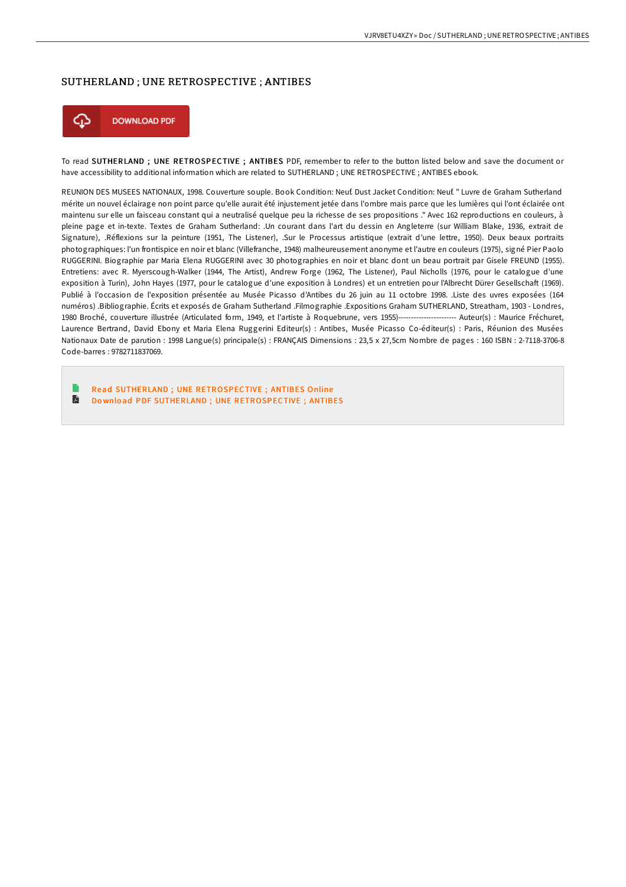# SUTHERLAND ; UNE RETROSPECTIVE ; ANTIBES

DOWNLOAD PDF

To read **SUTHERLAND ; UNE RETROSPECTIVE ; ANTIBES** PDF, remember to refer to the button listed below and save the document or have accessibility to additional information which are related to SUTHERLAND ; UNE RETROSPECTIVE ; ANTIBES ebook.

REUNION DES MUSEES NATIONAUX, 1998. Couverture souple. Book Condition: Neuf. Dust Jacket Condition: Neuf. " Luvre de Graham Sutherland mérite un nouvel éclairage non point parce qu'elle aurait été injustement jetée dans l'ombre mais parce que les lumières qui l'ont éclairée ont maintenu sur elle un faisceau constant qui a neutralisé quelque peu la richesse de ses propositions ." Avec 162 reproductions en couleurs, à pleine page et in-texte. Textes de Graham Sutherland: .Un courant dans l'art du dessin en Angleterre (sur William Blake, 1936, extrait de Signature), .Réflexions sur la peinture (1951, The Listener), .Sur le Processus artistique (extrait d'une lettre, 1950). Deux beaux portraits photographiques: l'un frontispice en noir et blanc (Villefranche, 1948) malheureusement anonyme et l'autre en couleurs (1975), signé Pier Paolo RUGGERINI. Biographie par Maria Elena RUGGERINI avec 30 photographies en noir et blanc dont un beau portrait par Gisele FREUND (1955). Entretiens: avec R. Myerscough-Walker (1944, The Artist), Andrew Forge (1962, The Listener), Paul Nicholls (1976, pour le catalogue d'une exposition à Turin), John Hayes (1977, pour le catalogue d'une exposition à Londres) et un entretien pour l'Albrecht Dürer Gesellschaft (1969). Publié à l'occasion de l'exposition présentée au Musée Picasso d'Antibes du 26 juin au 11 octobre 1998. .Liste des uvres exposées (164 numéros) .Bibliographie. Écrits et exposés de Graham Sutherland .Filmographie .Expositions Graham SUTHERLAND, Streatham, 1903 - Londres, 1980 Broché, couverture illustrée (Articulated form, 1949, et l'artiste à Roquebrune, vers 1955)---------------------- Auteur(s) : Maurice Fréchuret, Laurence Bertrand, David Ebony et Maria Elena Ruggerini Editeur(s) : Antibes, Musée Picasso Co-éditeur(s) : Paris, Réunion des Musées Nationaux Date de parution : 1998 Langue(s) principale(s) : FRANÇAIS Dimensions : 23,5 x 27,5cm Nombre de pages : 160 ISBN : 2-7118-3706-8 Code-barres : 9782711837069.

- Read SUTHERLAND ; UNE RETROSPECTIVE ; ANTIBES Online
- Download PDF SUTHERLAND ; UNE RETROSPECTIVE ; ANTIBES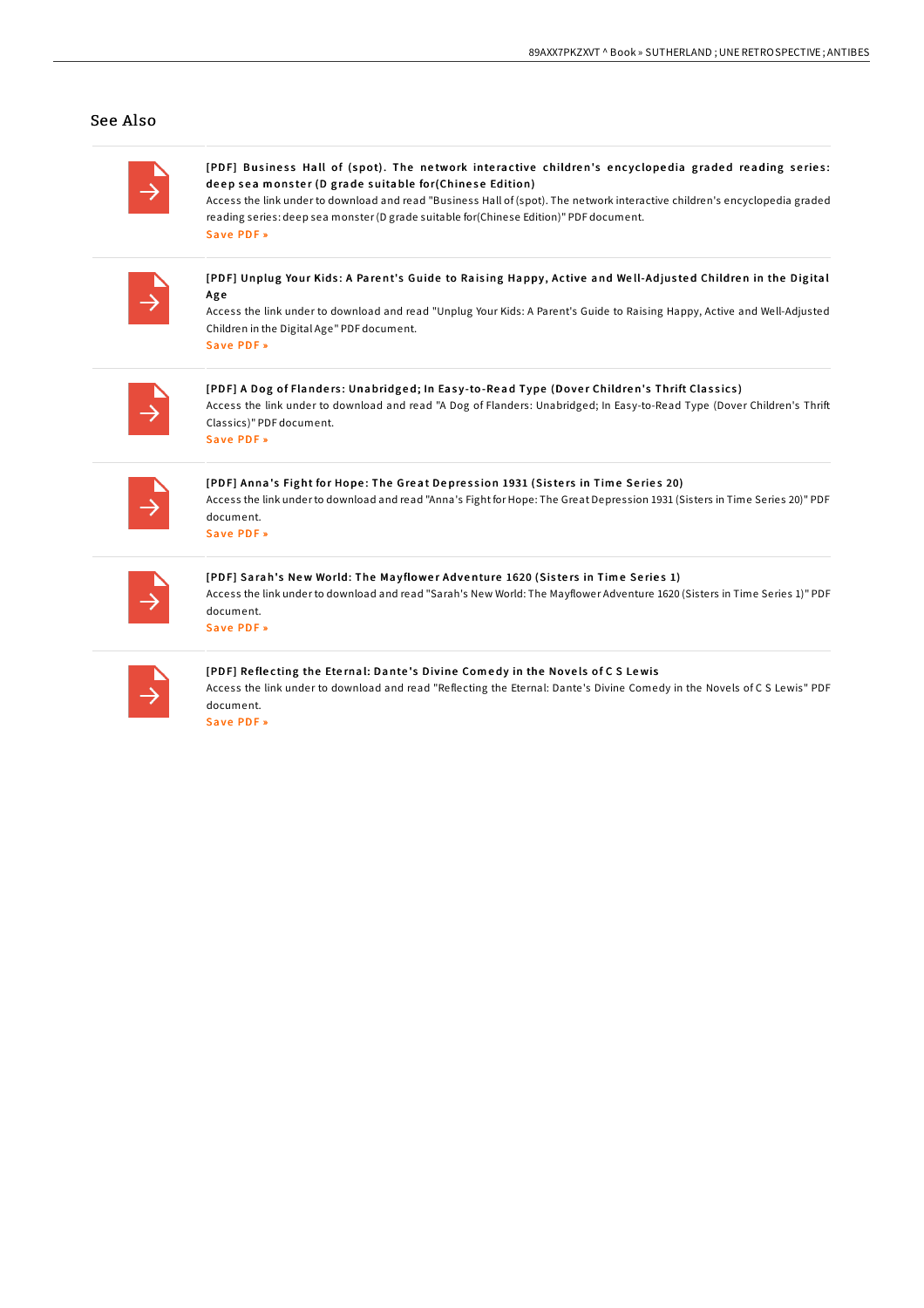## See Also

**[PDF] Business Hall of (spot). The network interactive children's encyclopedia graded reading series: deep sea monster (D grade suitable for(Chinese Edition)**

Access the link under to download and read "Business Hall of (spot). The network interactive children's encyclopedia graded reading series: deep sea monster (D grade suitable for(Chinese Edition)" PDF document.

Save PDF »

**[PDF] Unplug Your Kids: A Parent's Guide to Raising Happy, Active and Well-Adjusted Children in the Digital Age**

Access the link under to download and read "Unplug Your Kids: A Parent's Guide to Raising Happy, Active and Well-Adjusted Children in the Digital Age" PDF document.

Save PDF »

**[PDF] A Dog of Flanders: Unabridged; In Easy-to-Read Type (Dover Children's Thrift Classics)**

Access the link under to download and read "A Dog of Flanders: Unabridged; In Easy-to-Read Type (Dover Children's Thrift Classics)" PDF document.

Save PDF »

**[PDF] Anna's Fight for Hope: The Great Depression 1931 (Sisters in Time Series 20)**

Access the link under to download and read "Anna's Fight for Hope: The Great Depression 1931 (Sisters in Time Series 20)" PDF document.

Save PDF »

**[PDF] Sarah's New World: The Mayflower Adventure 1620 (Sisters in Time Series 1)**

Access the link under to download and read "Sarah's New World: The Mayflower Adventure 1620 (Sisters in Time Series 1)" PDF document.

Save PDF »

**[PDF] Reflecting the Eternal: Dante's Divine Comedy in the Novels of C S Lewis**

Access the link under to download and read "Reflecting the Eternal: Dante's Divine Comedy in the Novels of C S Lewis" PDF document.

Save PDF »